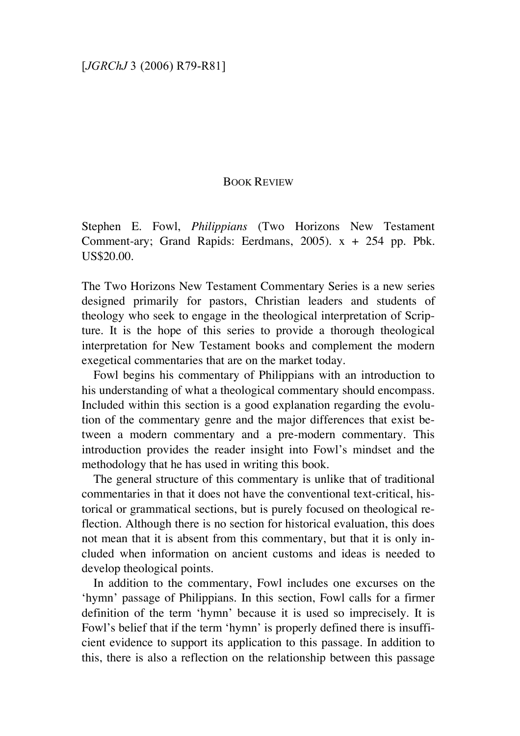BOOK REVIEW

Stephen E. Fowl, *Philippians* (Two Horizons New Testament Comment-ary; Grand Rapids: Eerdmans, 2005). x + 254 pp. Pbk. US$20.00.

The Two Horizons New Testament Commentary Series is a new series designed primarily for pastors, Christian leaders and students of theology who seek to engage in the theological interpretation of Scripture. It is the hope of this series to provide a thorough theological interpretation for New Testament books and complement the modern exegetical commentaries that are on the market today.

Fowl begins his commentary of Philippians with an introduction to his understanding of what a theological commentary should encompass. Included within this section is a good explanation regarding the evolution of the commentary genre and the major differences that exist between a modern commentary and a pre-modern commentary. This introduction provides the reader insight into Fowl's mindset and the methodology that he has used in writing this book.

The general structure of this commentary is unlike that of traditional commentaries in that it does not have the conventional text-critical, historical or grammatical sections, but is purely focused on theological reflection. Although there is no section for historical evaluation, this does not mean that it is absent from this commentary, but that it is only included when information on ancient customs and ideas is needed to develop theological points.

In addition to the commentary, Fowl includes one excurses on the 'hymn' passage of Philippians. In this section, Fowl calls for a firmer definition of the term 'hymn' because it is used so imprecisely. It is Fowl's belief that if the term 'hymn' is properly defined there is insufficient evidence to support its application to this passage. In addition to this, there is also a reflection on the relationship between this passage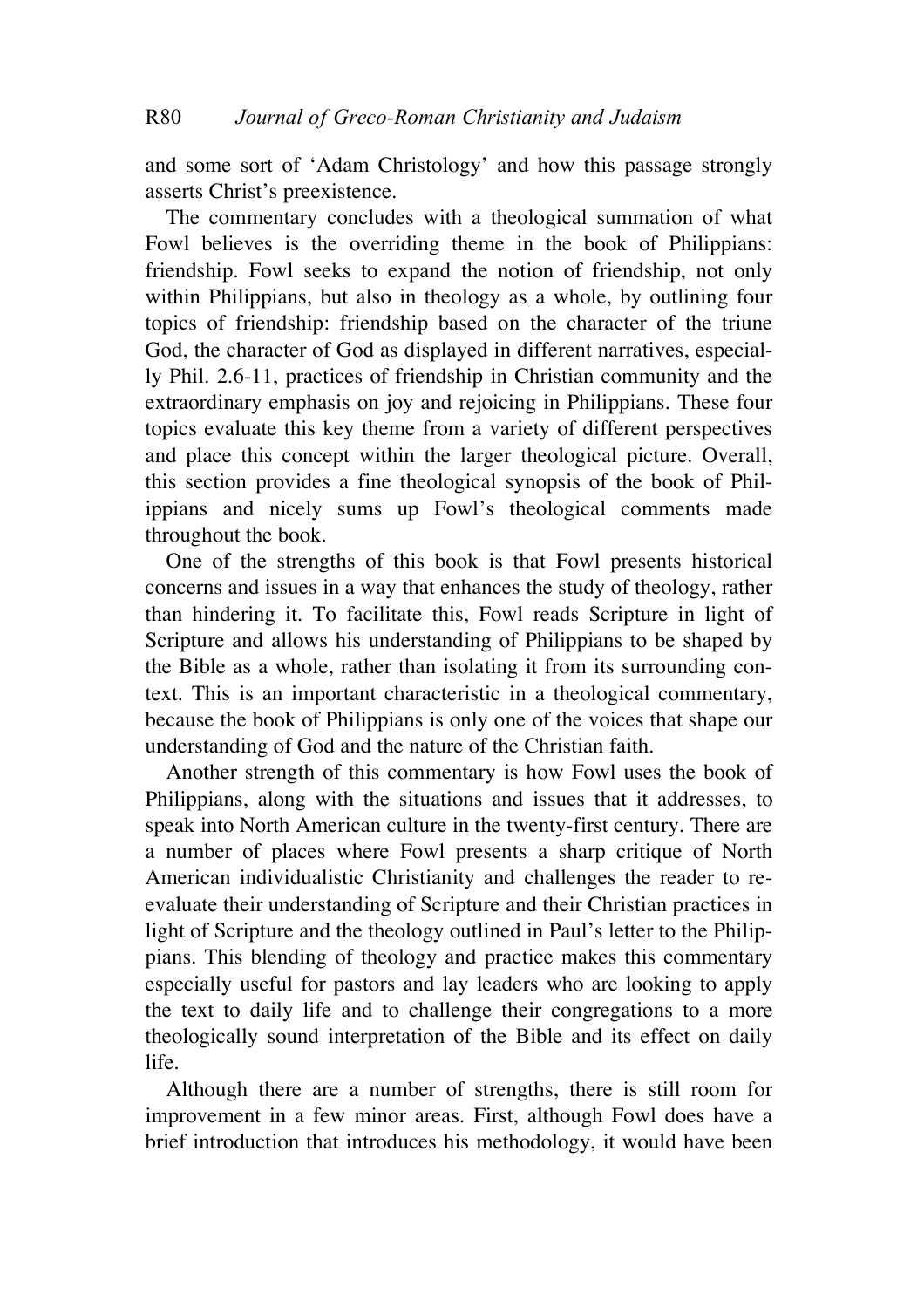and some sort of 'Adam Christology' and how this passage strongly asserts Christ's preexistence.

The commentary concludes with a theological summation of what Fowl believes is the overriding theme in the book of Philippians: friendship. Fowl seeks to expand the notion of friendship, not only within Philippians, but also in theology as a whole, by outlining four topics of friendship: friendship based on the character of the triune God, the character of God as displayed in different narratives, especially Phil. 2.6-11, practices of friendship in Christian community and the extraordinary emphasis on joy and rejoicing in Philippians. These four topics evaluate this key theme from a variety of different perspectives and place this concept within the larger theological picture. Overall, this section provides a fine theological synopsis of the book of Philippians and nicely sums up Fowl's theological comments made throughout the book.

One of the strengths of this book is that Fowl presents historical concerns and issues in a way that enhances the study of theology, rather than hindering it. To facilitate this, Fowl reads Scripture in light of Scripture and allows his understanding of Philippians to be shaped by the Bible as a whole, rather than isolating it from its surrounding context. This is an important characteristic in a theological commentary, because the book of Philippians is only one of the voices that shape our understanding of God and the nature of the Christian faith.

Another strength of this commentary is how Fowl uses the book of Philippians, along with the situations and issues that it addresses, to speak into North American culture in the twenty-first century. There are a number of places where Fowl presents a sharp critique of North American individualistic Christianity and challenges the reader to re-evaluate their understanding of Scripture and their Christian practices in light of Scripture and the theology outlined in Paul's letter to the Philippians. This blending of theology and practice makes this commentary especially useful for pastors and lay leaders who are looking to apply the text to daily life and to challenge their congregations to a more theologically sound interpretation of the Bible and its effect on daily life.

Although there are a number of strengths, there is still room for improvement in a few minor areas. First, although Fowl does have a brief introduction that introduces his methodology, it would have been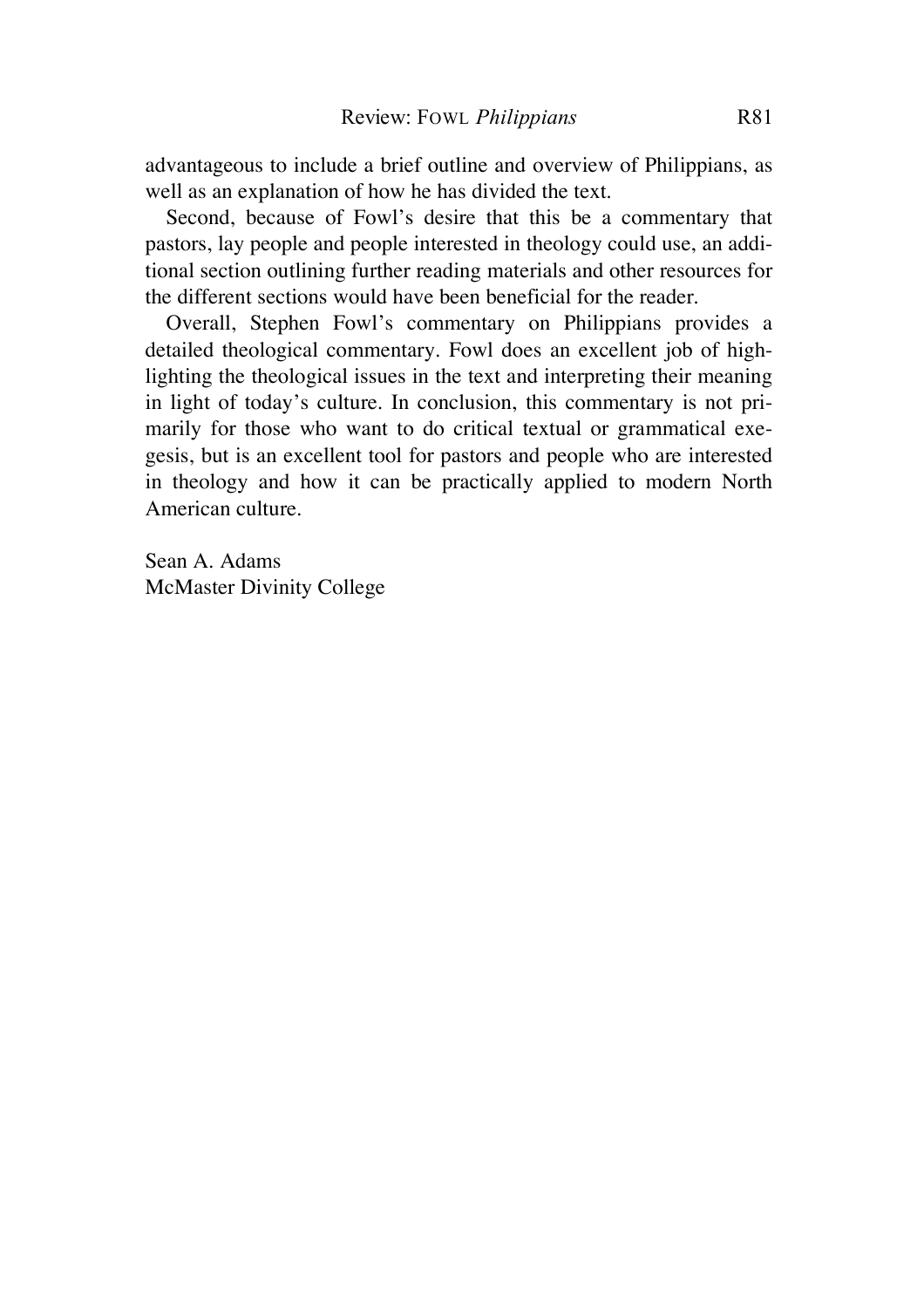advantageous to include a brief outline and overview of Philippians, as well as an explanation of how he has divided the text.

Second, because of Fowl's desire that this be a commentary that pastors, lay people and people interested in theology could use, an additional section outlining further reading materials and other resources for the different sections would have been beneficial for the reader.

Overall, Stephen Fowl's commentary on Philippians provides a detailed theological commentary. Fowl does an excellent job of highlighting the theological issues in the text and interpreting their meaning in light of today's culture. In conclusion, this commentary is not primarily for those who want to do critical textual or grammatical exegesis, but is an excellent tool for pastors and people who are interested in theology and how it can be practically applied to modern North American culture.

Sean A. Adams
McMaster Divinity College